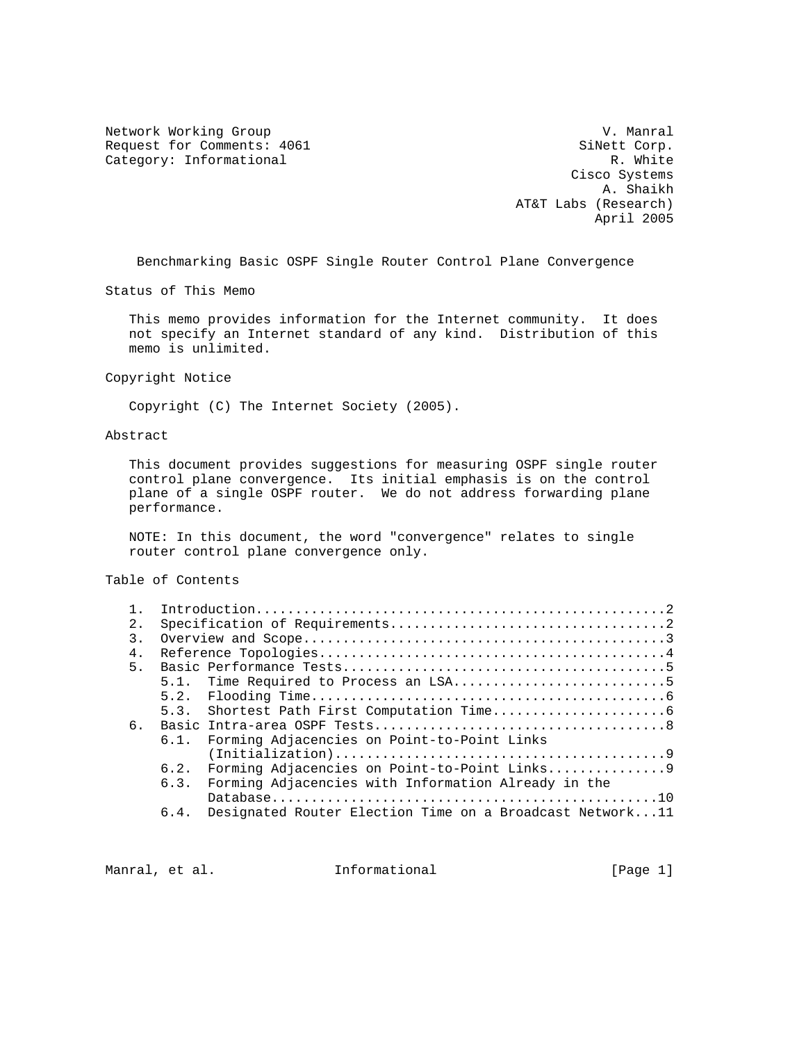Network Working Group                                          V. Manral
Request for Comments: 4061                                   SiNett Corp.
Category: Informational                                         R. White
                                                           Cisco Systems
                                                               A. Shaikh
                                                    AT&T Labs (Research)
                                                              April 2005

# Benchmarking Basic OSPF Single Router Control Plane Convergence

## Status of This Memo

This memo provides information for the Internet community. It does not specify an Internet standard of any kind. Distribution of this memo is unlimited.

## Copyright Notice

Copyright (C) The Internet Society (2005).

## Abstract

This document provides suggestions for measuring OSPF single router control plane convergence. Its initial emphasis is on the control plane of a single OSPF router. We do not address forwarding plane performance.

NOTE: In this document, the word "convergence" relates to single router control plane convergence only.

## Table of Contents

```
1.  Introduction....................................................2
2.  Specification of Requirements...................................2
3.  Overview and Scope..............................................3
4.  Reference Topologies............................................4
5.  Basic Performance Tests.........................................5
    5.1.  Time Required to Process an LSA...........................5
    5.2.  Flooding Time.............................................6
    5.3.  Shortest Path First Computation Time......................6
6.  Basic Intra-area OSPF Tests.....................................8
    6.1.  Forming Adjacencies on Point-to-Point Links
          (Initialization)..........................................9
    6.2.  Forming Adjacencies on Point-to-Point Links...............9
    6.3.  Forming Adjacencies with Information Already in the
          Database.................................................10
    6.4.  Designated Router Election Time on a Broadcast Network...11
```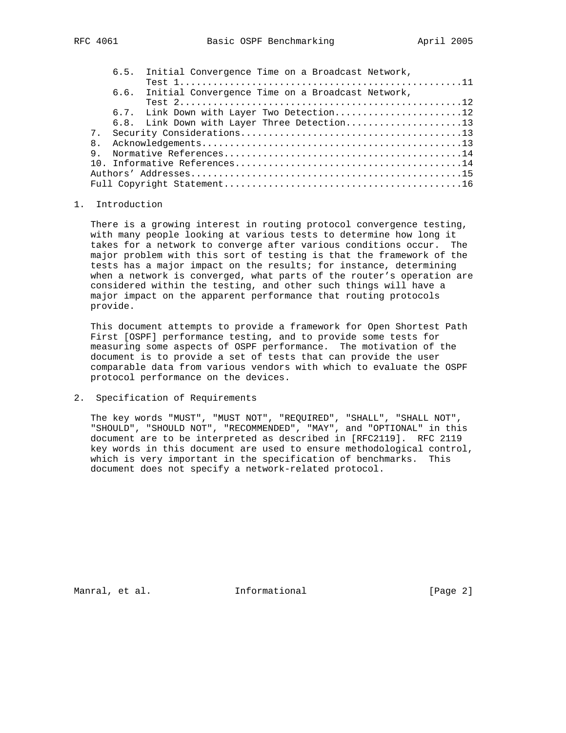- 6.5. Initial Convergence Time on a Broadcast Network, Test 1 ... 11
- 6.6. Initial Convergence Time on a Broadcast Network, Test 2 ... 12
- 6.7. Link Down with Layer Two Detection ... 12
- 6.8. Link Down with Layer Three Detection ... 13

7. Security Considerations ... 13
8. Acknowledgements ... 13
9. Normative References ... 14
10. Informative References ... 14

Authors' Addresses ... 15

Full Copyright Statement ... 16

## 1. Introduction

There is a growing interest in routing protocol convergence testing, with many people looking at various tests to determine how long it takes for a network to converge after various conditions occur. The major problem with this sort of testing is that the framework of the tests has a major impact on the results; for instance, determining when a network is converged, what parts of the router's operation are considered within the testing, and other such things will have a major impact on the apparent performance that routing protocols provide.

This document attempts to provide a framework for Open Shortest Path First [OSPF] performance testing, and to provide some tests for measuring some aspects of OSPF performance. The motivation of the document is to provide a set of tests that can provide the user comparable data from various vendors with which to evaluate the OSPF protocol performance on the devices.

## 2. Specification of Requirements

The key words "MUST", "MUST NOT", "REQUIRED", "SHALL", "SHALL NOT", "SHOULD", "SHOULD NOT", "RECOMMENDED", "MAY", and "OPTIONAL" in this document are to be interpreted as described in [RFC2119]. RFC 2119 key words in this document are used to ensure methodological control, which is very important in the specification of benchmarks. This document does not specify a network-related protocol.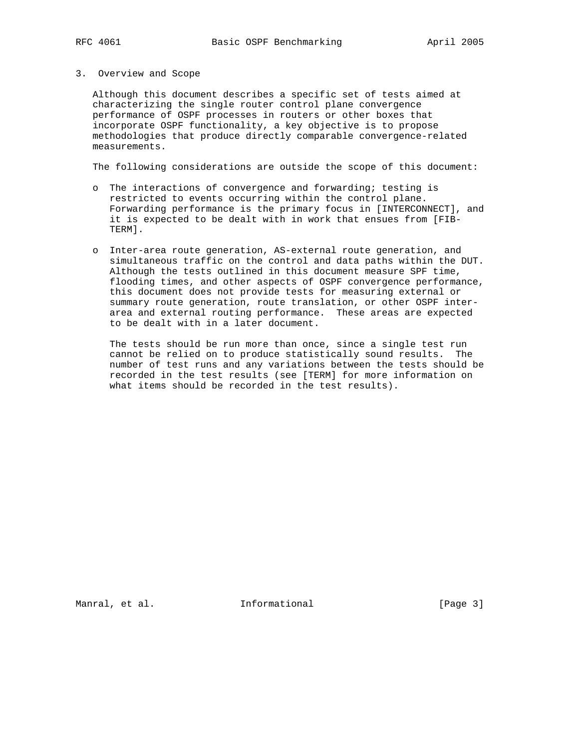## 3. Overview and Scope

Although this document describes a specific set of tests aimed at characterizing the single router control plane convergence performance of OSPF processes in routers or other boxes that incorporate OSPF functionality, a key objective is to propose methodologies that produce directly comparable convergence-related measurements.

The following considerations are outside the scope of this document:

- The interactions of convergence and forwarding; testing is restricted to events occurring within the control plane. Forwarding performance is the primary focus in [INTERCONNECT], and it is expected to be dealt with in work that ensues from [FIB-TERM].

- Inter-area route generation, AS-external route generation, and simultaneous traffic on the control and data paths within the DUT. Although the tests outlined in this document measure SPF time, flooding times, and other aspects of OSPF convergence performance, this document does not provide tests for measuring external or summary route generation, route translation, or other OSPF inter-area and external routing performance. These areas are expected to be dealt with in a later document.

  The tests should be run more than once, since a single test run cannot be relied on to produce statistically sound results. The number of test runs and any variations between the tests should be recorded in the test results (see [TERM] for more information on what items should be recorded in the test results).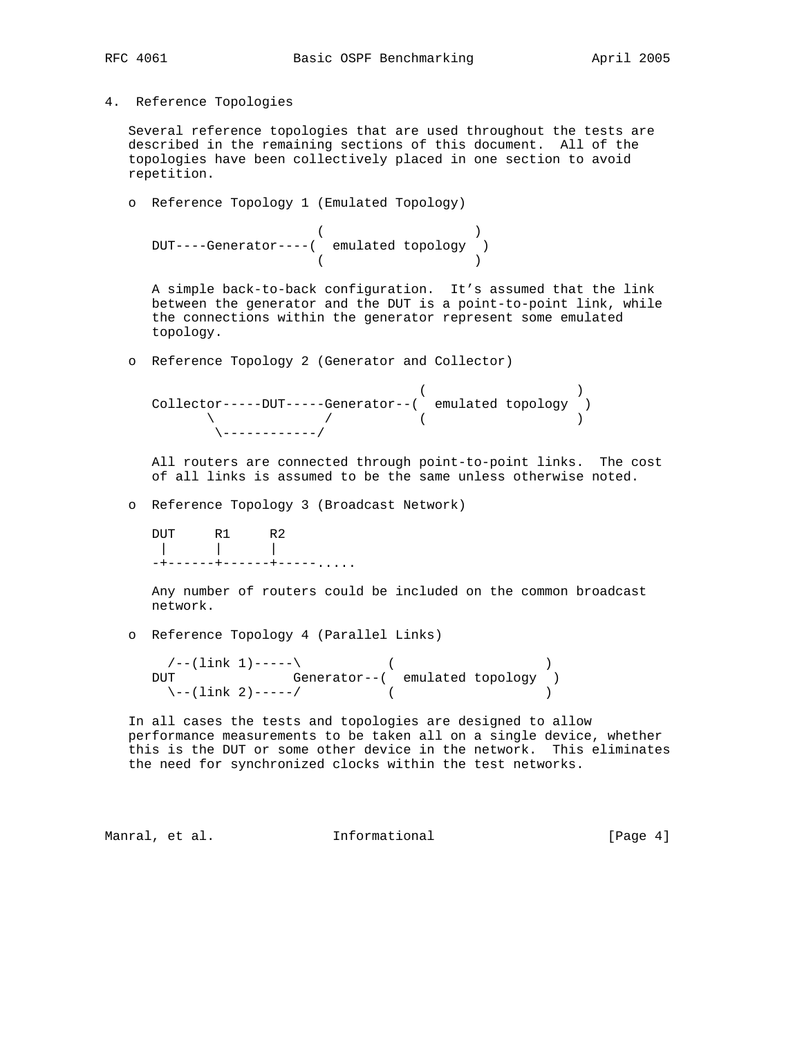## 4. Reference Topologies

Several reference topologies that are used throughout the tests are described in the remaining sections of this document. All of the topologies have been collectively placed in one section to avoid repetition.

- Reference Topology 1 (Emulated Topology)

```
                    (                   )
DUT----Generator----(  emulated topology  )
                    (                   )
```

A simple back-to-back configuration. It's assumed that the link between the generator and the DUT is a point-to-point link, while the connections within the generator represent some emulated topology.

- Reference Topology 2 (Generator and Collector)

```
                                 (                   )
Collector-----DUT-----Generator--(  emulated topology  )
       \             /           (                   )
        \------------/
```

All routers are connected through point-to-point links. The cost of all links is assumed to be the same unless otherwise noted.

- Reference Topology 3 (Broadcast Network)

```
DUT     R1     R2
 |      |      |
-+------+------+-----.....
```

Any number of routers could be included on the common broadcast network.

- Reference Topology 4 (Parallel Links)

```
  /--(link 1)-----\           (                   )
DUT               Generator--(  emulated topology  )
  \--(link 2)-----/           (                   )
```

In all cases the tests and topologies are designed to allow performance measurements to be taken all on a single device, whether this is the DUT or some other device in the network. This eliminates the need for synchronized clocks within the test networks.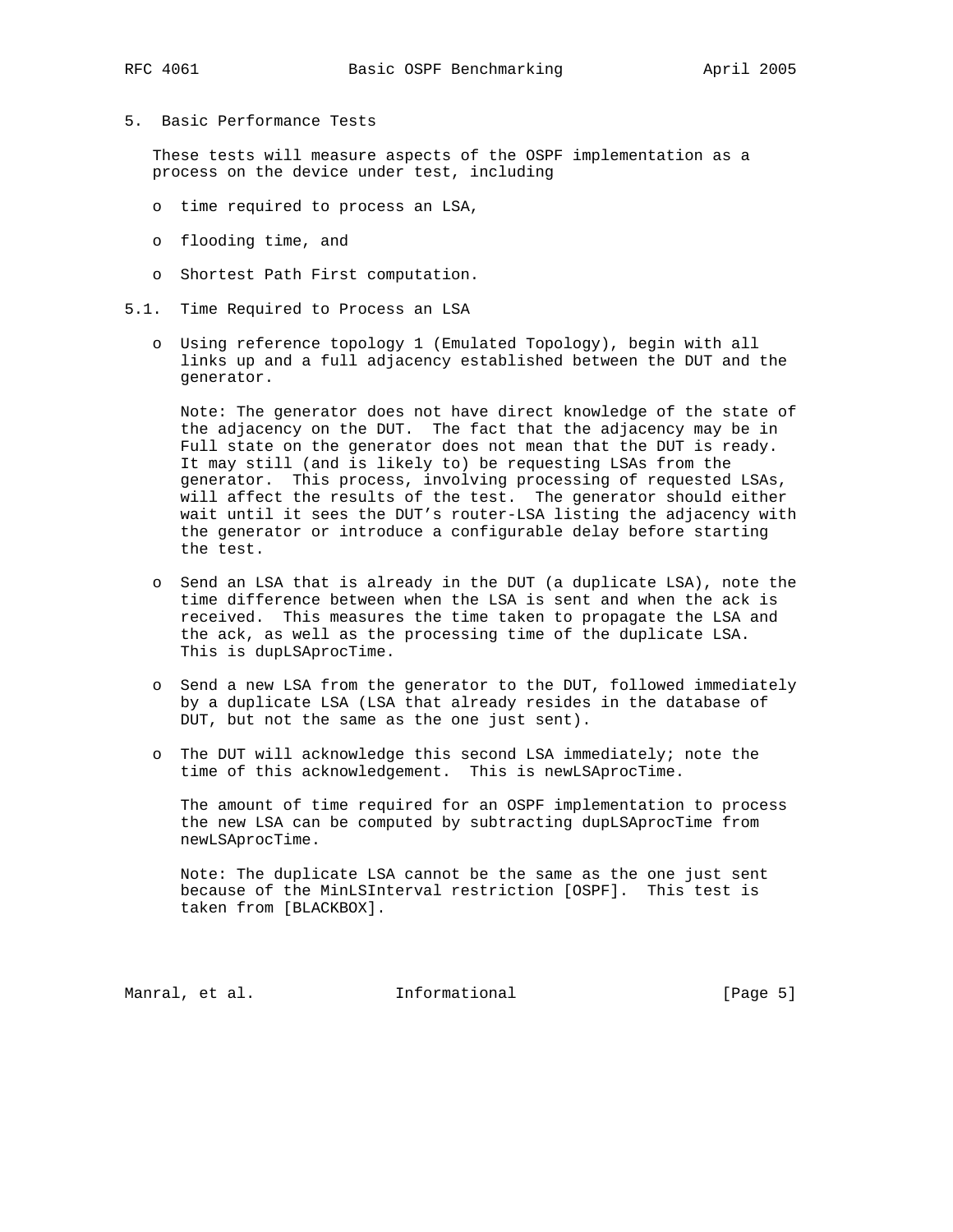## 5. Basic Performance Tests

These tests will measure aspects of the OSPF implementation as a process on the device under test, including

- time required to process an LSA,
- flooding time, and
- Shortest Path First computation.

### 5.1. Time Required to Process an LSA

- Using reference topology 1 (Emulated Topology), begin with all links up and a full adjacency established between the DUT and the generator.

  Note: The generator does not have direct knowledge of the state of the adjacency on the DUT. The fact that the adjacency may be in Full state on the generator does not mean that the DUT is ready. It may still (and is likely to) be requesting LSAs from the generator. This process, involving processing of requested LSAs, will affect the results of the test. The generator should either wait until it sees the DUT's router-LSA listing the adjacency with the generator or introduce a configurable delay before starting the test.

- Send an LSA that is already in the DUT (a duplicate LSA), note the time difference between when the LSA is sent and when the ack is received. This measures the time taken to propagate the LSA and the ack, as well as the processing time of the duplicate LSA. This is dupLSAprocTime.

- Send a new LSA from the generator to the DUT, followed immediately by a duplicate LSA (LSA that already resides in the database of DUT, but not the same as the one just sent).

- The DUT will acknowledge this second LSA immediately; note the time of this acknowledgement. This is newLSAprocTime.

  The amount of time required for an OSPF implementation to process the new LSA can be computed by subtracting dupLSAprocTime from newLSAprocTime.

  Note: The duplicate LSA cannot be the same as the one just sent because of the MinLSInterval restriction [OSPF]. This test is taken from [BLACKBOX].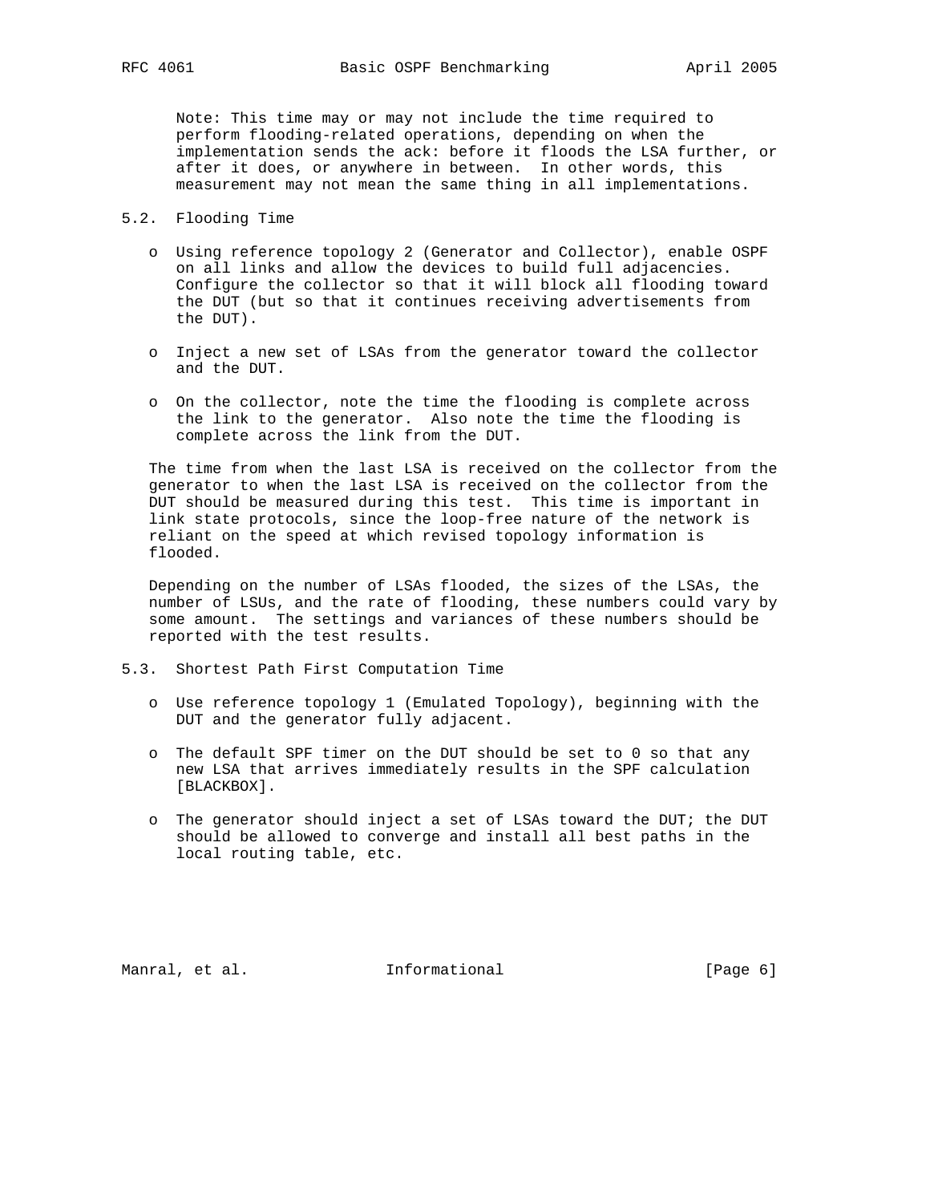Note: This time may or may not include the time required to perform flooding-related operations, depending on when the implementation sends the ack: before it floods the LSA further, or after it does, or anywhere in between. In other words, this measurement may not mean the same thing in all implementations.

## 5.2. Flooding Time

- Using reference topology 2 (Generator and Collector), enable OSPF on all links and allow the devices to build full adjacencies. Configure the collector so that it will block all flooding toward the DUT (but so that it continues receiving advertisements from the DUT).

- Inject a new set of LSAs from the generator toward the collector and the DUT.

- On the collector, note the time the flooding is complete across the link to the generator. Also note the time the flooding is complete across the link from the DUT.

The time from when the last LSA is received on the collector from the generator to when the last LSA is received on the collector from the DUT should be measured during this test. This time is important in link state protocols, since the loop-free nature of the network is reliant on the speed at which revised topology information is flooded.

Depending on the number of LSAs flooded, the sizes of the LSAs, the number of LSUs, and the rate of flooding, these numbers could vary by some amount. The settings and variances of these numbers should be reported with the test results.

## 5.3. Shortest Path First Computation Time

- Use reference topology 1 (Emulated Topology), beginning with the DUT and the generator fully adjacent.

- The default SPF timer on the DUT should be set to 0 so that any new LSA that arrives immediately results in the SPF calculation [BLACKBOX].

- The generator should inject a set of LSAs toward the DUT; the DUT should be allowed to converge and install all best paths in the local routing table, etc.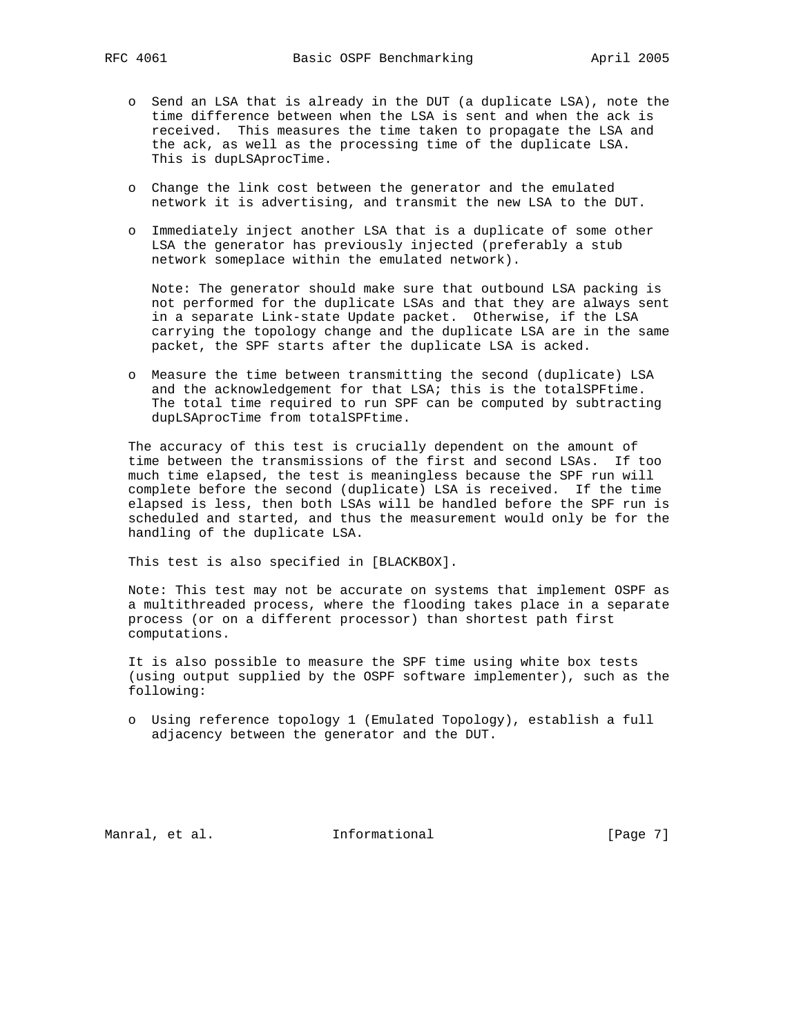- Send an LSA that is already in the DUT (a duplicate LSA), note the time difference between when the LSA is sent and when the ack is received. This measures the time taken to propagate the LSA and the ack, as well as the processing time of the duplicate LSA. This is dupLSAprocTime.

- Change the link cost between the generator and the emulated network it is advertising, and transmit the new LSA to the DUT.

- Immediately inject another LSA that is a duplicate of some other LSA the generator has previously injected (preferably a stub network someplace within the emulated network).

  Note: The generator should make sure that outbound LSA packing is not performed for the duplicate LSAs and that they are always sent in a separate Link-state Update packet. Otherwise, if the LSA carrying the topology change and the duplicate LSA are in the same packet, the SPF starts after the duplicate LSA is acked.

- Measure the time between transmitting the second (duplicate) LSA and the acknowledgement for that LSA; this is the totalSPFtime. The total time required to run SPF can be computed by subtracting dupLSAprocTime from totalSPFtime.

The accuracy of this test is crucially dependent on the amount of time between the transmissions of the first and second LSAs. If too much time elapsed, the test is meaningless because the SPF run will complete before the second (duplicate) LSA is received. If the time elapsed is less, then both LSAs will be handled before the SPF run is scheduled and started, and thus the measurement would only be for the handling of the duplicate LSA.

This test is also specified in [BLACKBOX].

Note: This test may not be accurate on systems that implement OSPF as a multithreaded process, where the flooding takes place in a separate process (or on a different processor) than shortest path first computations.

It is also possible to measure the SPF time using white box tests (using output supplied by the OSPF software implementer), such as the following:

- Using reference topology 1 (Emulated Topology), establish a full adjacency between the generator and the DUT.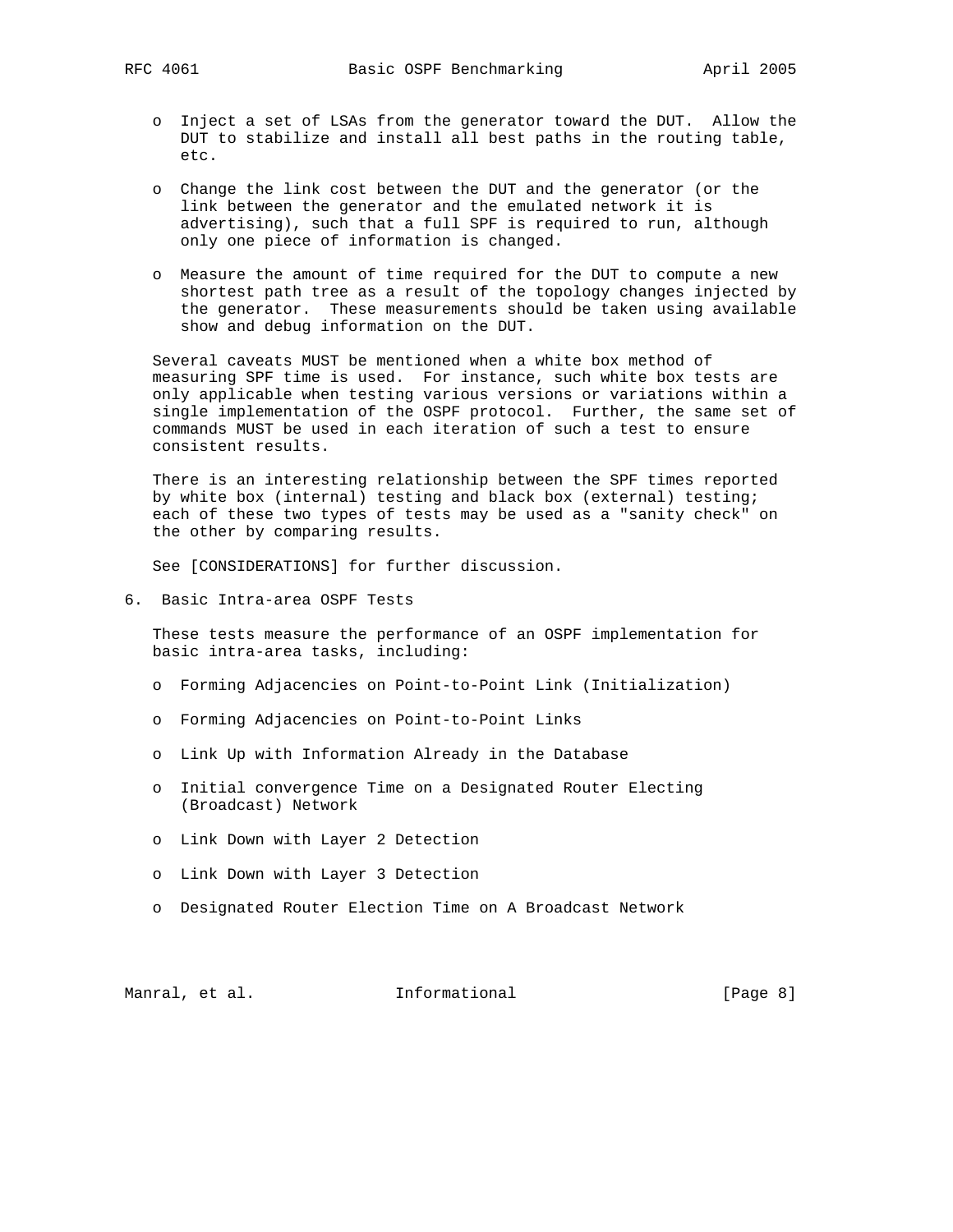- Inject a set of LSAs from the generator toward the DUT. Allow the DUT to stabilize and install all best paths in the routing table, etc.

- Change the link cost between the DUT and the generator (or the link between the generator and the emulated network it is advertising), such that a full SPF is required to run, although only one piece of information is changed.

- Measure the amount of time required for the DUT to compute a new shortest path tree as a result of the topology changes injected by the generator. These measurements should be taken using available show and debug information on the DUT.

Several caveats MUST be mentioned when a white box method of measuring SPF time is used. For instance, such white box tests are only applicable when testing various versions or variations within a single implementation of the OSPF protocol. Further, the same set of commands MUST be used in each iteration of such a test to ensure consistent results.

There is an interesting relationship between the SPF times reported by white box (internal) testing and black box (external) testing; each of these two types of tests may be used as a "sanity check" on the other by comparing results.

See [CONSIDERATIONS] for further discussion.

## 6. Basic Intra-area OSPF Tests

These tests measure the performance of an OSPF implementation for basic intra-area tasks, including:

- Forming Adjacencies on Point-to-Point Link (Initialization)

- Forming Adjacencies on Point-to-Point Links

- Link Up with Information Already in the Database

- Initial convergence Time on a Designated Router Electing (Broadcast) Network

- Link Down with Layer 2 Detection

- Link Down with Layer 3 Detection

- Designated Router Election Time on A Broadcast Network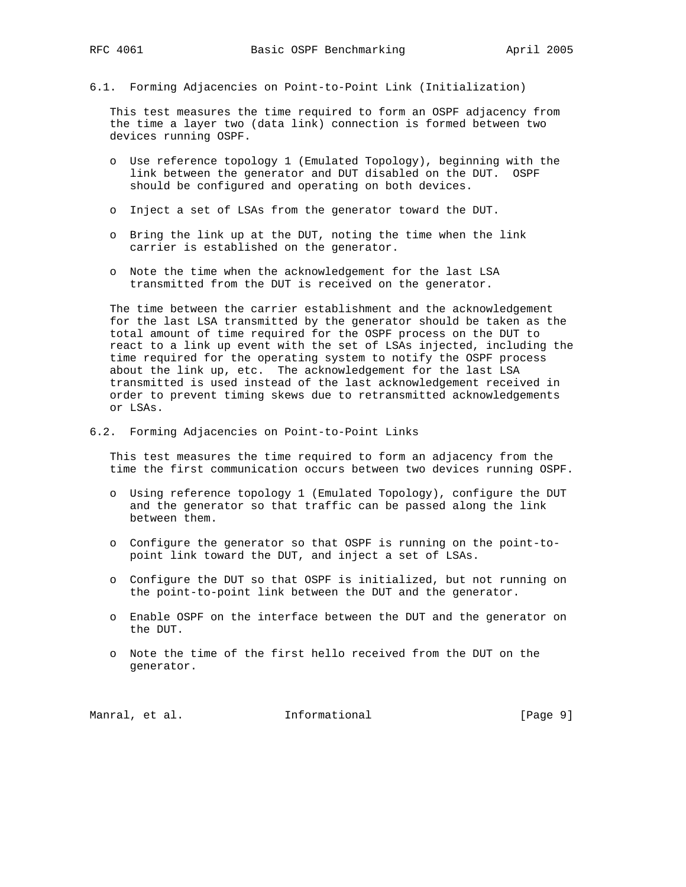### 6.1. Forming Adjacencies on Point-to-Point Link (Initialization)

This test measures the time required to form an OSPF adjacency from the time a layer two (data link) connection is formed between two devices running OSPF.

- Use reference topology 1 (Emulated Topology), beginning with the link between the generator and DUT disabled on the DUT. OSPF should be configured and operating on both devices.

- Inject a set of LSAs from the generator toward the DUT.

- Bring the link up at the DUT, noting the time when the link carrier is established on the generator.

- Note the time when the acknowledgement for the last LSA transmitted from the DUT is received on the generator.

The time between the carrier establishment and the acknowledgement for the last LSA transmitted by the generator should be taken as the total amount of time required for the OSPF process on the DUT to react to a link up event with the set of LSAs injected, including the time required for the operating system to notify the OSPF process about the link up, etc. The acknowledgement for the last LSA transmitted is used instead of the last acknowledgement received in order to prevent timing skews due to retransmitted acknowledgements or LSAs.

### 6.2. Forming Adjacencies on Point-to-Point Links

This test measures the time required to form an adjacency from the time the first communication occurs between two devices running OSPF.

- Using reference topology 1 (Emulated Topology), configure the DUT and the generator so that traffic can be passed along the link between them.

- Configure the generator so that OSPF is running on the point-to-point link toward the DUT, and inject a set of LSAs.

- Configure the DUT so that OSPF is initialized, but not running on the point-to-point link between the DUT and the generator.

- Enable OSPF on the interface between the DUT and the generator on the DUT.

- Note the time of the first hello received from the DUT on the generator.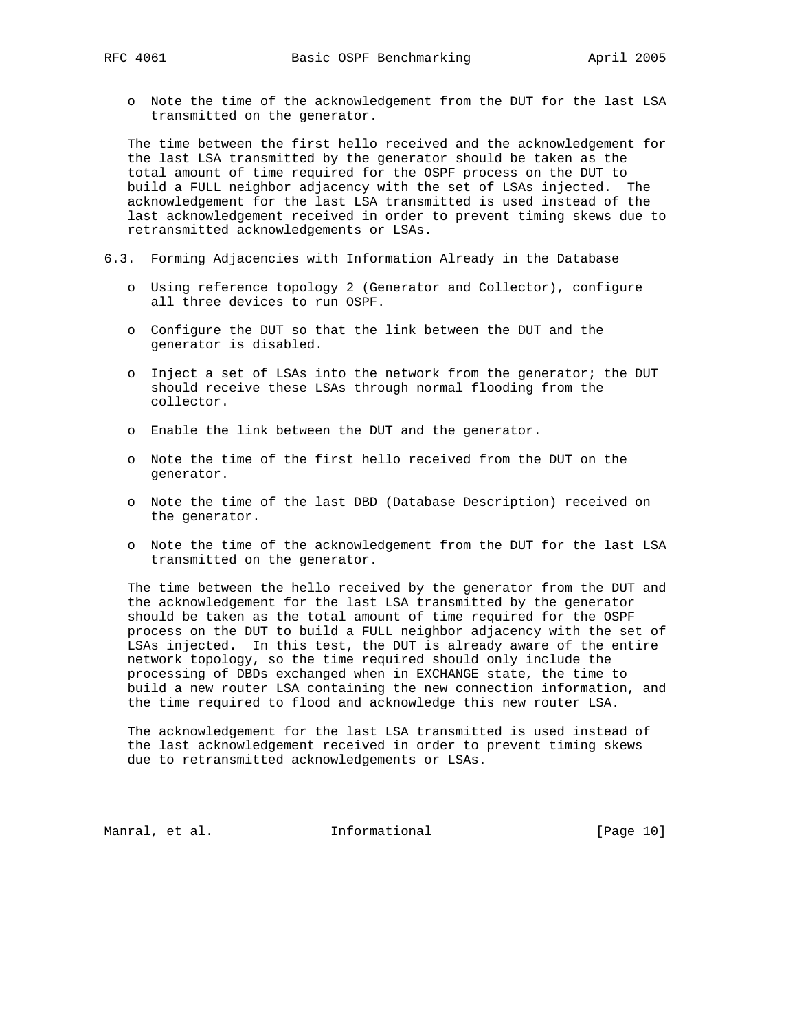- Note the time of the acknowledgement from the DUT for the last LSA transmitted on the generator.

The time between the first hello received and the acknowledgement for the last LSA transmitted by the generator should be taken as the total amount of time required for the OSPF process on the DUT to build a FULL neighbor adjacency with the set of LSAs injected. The acknowledgement for the last LSA transmitted is used instead of the last acknowledgement received in order to prevent timing skews due to retransmitted acknowledgements or LSAs.

### 6.3. Forming Adjacencies with Information Already in the Database

- Using reference topology 2 (Generator and Collector), configure all three devices to run OSPF.
- Configure the DUT so that the link between the DUT and the generator is disabled.
- Inject a set of LSAs into the network from the generator; the DUT should receive these LSAs through normal flooding from the collector.
- Enable the link between the DUT and the generator.
- Note the time of the first hello received from the DUT on the generator.
- Note the time of the last DBD (Database Description) received on the generator.
- Note the time of the acknowledgement from the DUT for the last LSA transmitted on the generator.

The time between the hello received by the generator from the DUT and the acknowledgement for the last LSA transmitted by the generator should be taken as the total amount of time required for the OSPF process on the DUT to build a FULL neighbor adjacency with the set of LSAs injected. In this test, the DUT is already aware of the entire network topology, so the time required should only include the processing of DBDs exchanged when in EXCHANGE state, the time to build a new router LSA containing the new connection information, and the time required to flood and acknowledge this new router LSA.

The acknowledgement for the last LSA transmitted is used instead of the last acknowledgement received in order to prevent timing skews due to retransmitted acknowledgements or LSAs.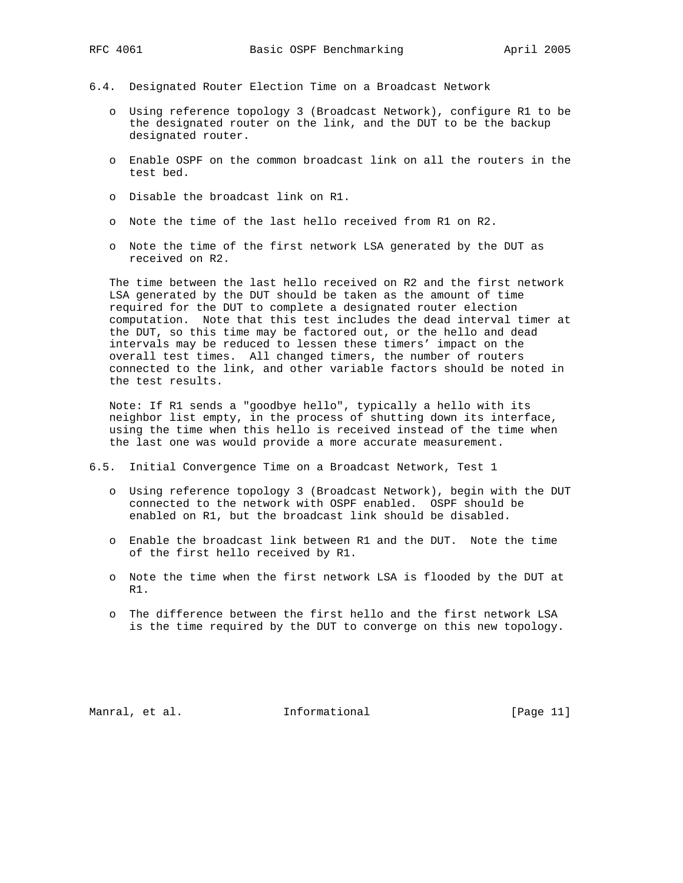### 6.4. Designated Router Election Time on a Broadcast Network

- Using reference topology 3 (Broadcast Network), configure R1 to be the designated router on the link, and the DUT to be the backup designated router.
- Enable OSPF on the common broadcast link on all the routers in the test bed.
- Disable the broadcast link on R1.
- Note the time of the last hello received from R1 on R2.
- Note the time of the first network LSA generated by the DUT as received on R2.

The time between the last hello received on R2 and the first network LSA generated by the DUT should be taken as the amount of time required for the DUT to complete a designated router election computation. Note that this test includes the dead interval timer at the DUT, so this time may be factored out, or the hello and dead intervals may be reduced to lessen these timers' impact on the overall test times. All changed timers, the number of routers connected to the link, and other variable factors should be noted in the test results.

Note: If R1 sends a "goodbye hello", typically a hello with its neighbor list empty, in the process of shutting down its interface, using the time when this hello is received instead of the time when the last one was would provide a more accurate measurement.

### 6.5. Initial Convergence Time on a Broadcast Network, Test 1

- Using reference topology 3 (Broadcast Network), begin with the DUT connected to the network with OSPF enabled. OSPF should be enabled on R1, but the broadcast link should be disabled.
- Enable the broadcast link between R1 and the DUT. Note the time of the first hello received by R1.
- Note the time when the first network LSA is flooded by the DUT at R1.
- The difference between the first hello and the first network LSA is the time required by the DUT to converge on this new topology.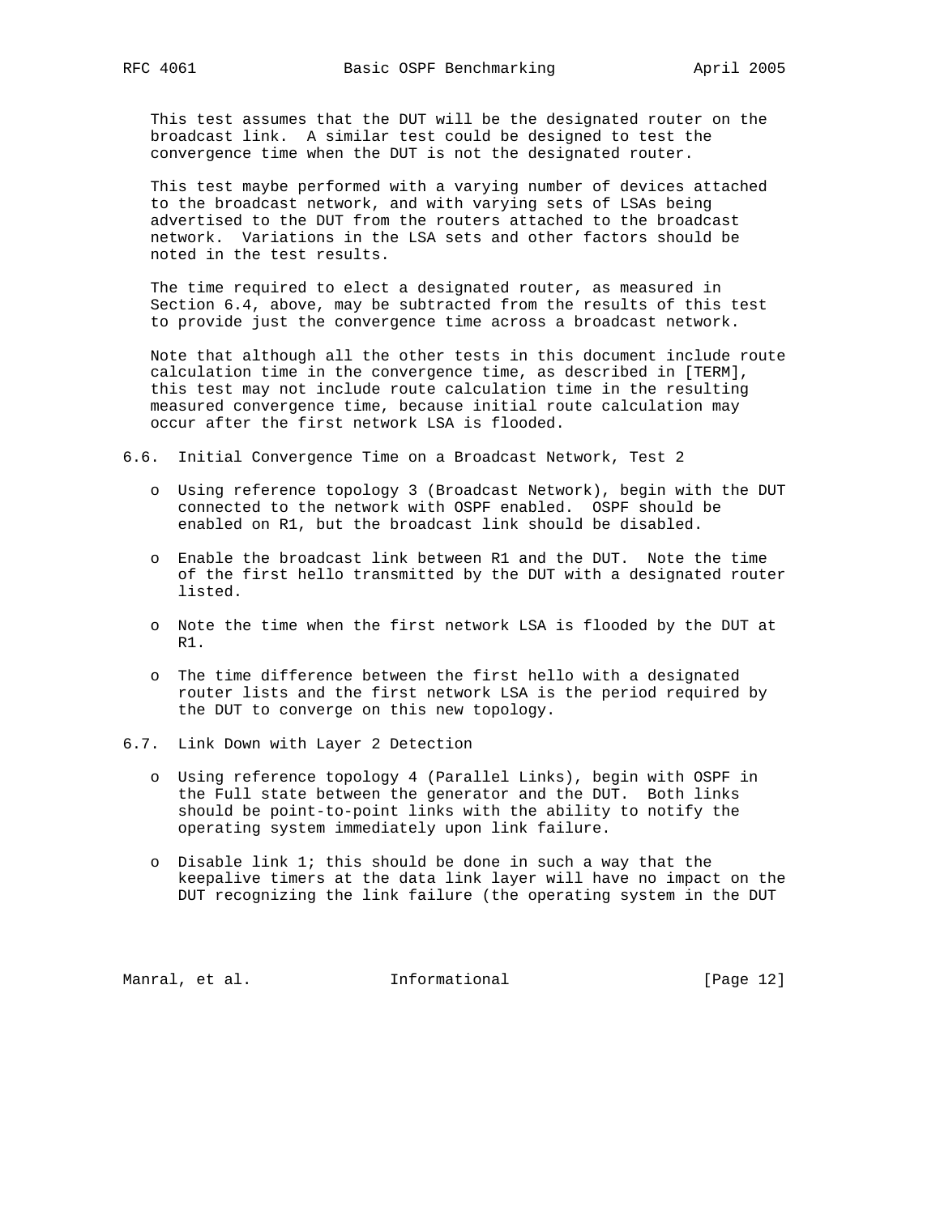This test assumes that the DUT will be the designated router on the broadcast link. A similar test could be designed to test the convergence time when the DUT is not the designated router.

This test maybe performed with a varying number of devices attached to the broadcast network, and with varying sets of LSAs being advertised to the DUT from the routers attached to the broadcast network. Variations in the LSA sets and other factors should be noted in the test results.

The time required to elect a designated router, as measured in Section 6.4, above, may be subtracted from the results of this test to provide just the convergence time across a broadcast network.

Note that although all the other tests in this document include route calculation time in the convergence time, as described in [TERM], this test may not include route calculation time in the resulting measured convergence time, because initial route calculation may occur after the first network LSA is flooded.

## 6.6. Initial Convergence Time on a Broadcast Network, Test 2

- Using reference topology 3 (Broadcast Network), begin with the DUT connected to the network with OSPF enabled. OSPF should be enabled on R1, but the broadcast link should be disabled.

- Enable the broadcast link between R1 and the DUT. Note the time of the first hello transmitted by the DUT with a designated router listed.

- Note the time when the first network LSA is flooded by the DUT at R1.

- The time difference between the first hello with a designated router lists and the first network LSA is the period required by the DUT to converge on this new topology.

## 6.7. Link Down with Layer 2 Detection

- Using reference topology 4 (Parallel Links), begin with OSPF in the Full state between the generator and the DUT. Both links should be point-to-point links with the ability to notify the operating system immediately upon link failure.

- Disable link 1; this should be done in such a way that the keepalive timers at the data link layer will have no impact on the DUT recognizing the link failure (the operating system in the DUT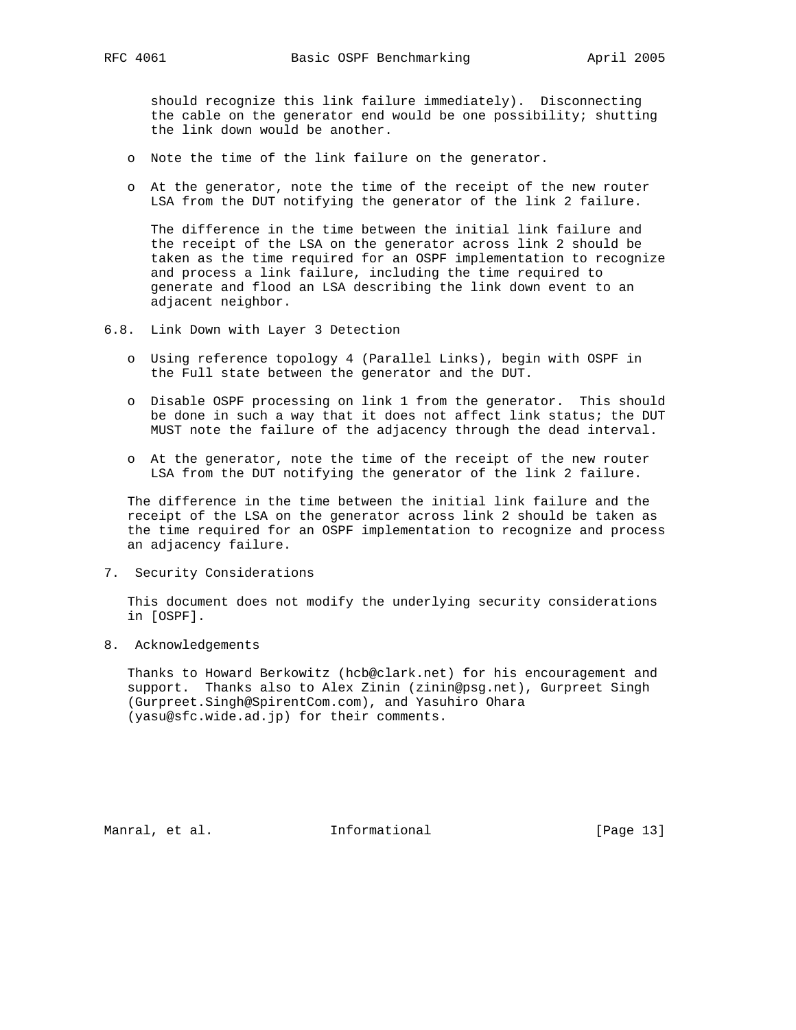should recognize this link failure immediately). Disconnecting the cable on the generator end would be one possibility; shutting the link down would be another.

- Note the time of the link failure on the generator.

- At the generator, note the time of the receipt of the new router LSA from the DUT notifying the generator of the link 2 failure.

  The difference in the time between the initial link failure and the receipt of the LSA on the generator across link 2 should be taken as the time required for an OSPF implementation to recognize and process a link failure, including the time required to generate and flood an LSA describing the link down event to an adjacent neighbor.

### 6.8. Link Down with Layer 3 Detection

- Using reference topology 4 (Parallel Links), begin with OSPF in the Full state between the generator and the DUT.

- Disable OSPF processing on link 1 from the generator. This should be done in such a way that it does not affect link status; the DUT MUST note the failure of the adjacency through the dead interval.

- At the generator, note the time of the receipt of the new router LSA from the DUT notifying the generator of the link 2 failure.

The difference in the time between the initial link failure and the receipt of the LSA on the generator across link 2 should be taken as the time required for an OSPF implementation to recognize and process an adjacency failure.

## 7. Security Considerations

This document does not modify the underlying security considerations in [OSPF].

## 8. Acknowledgements

Thanks to Howard Berkowitz (hcb@clark.net) for his encouragement and support. Thanks also to Alex Zinin (zinin@psg.net), Gurpreet Singh (Gurpreet.Singh@SpirentCom.com), and Yasuhiro Ohara (yasu@sfc.wide.ad.jp) for their comments.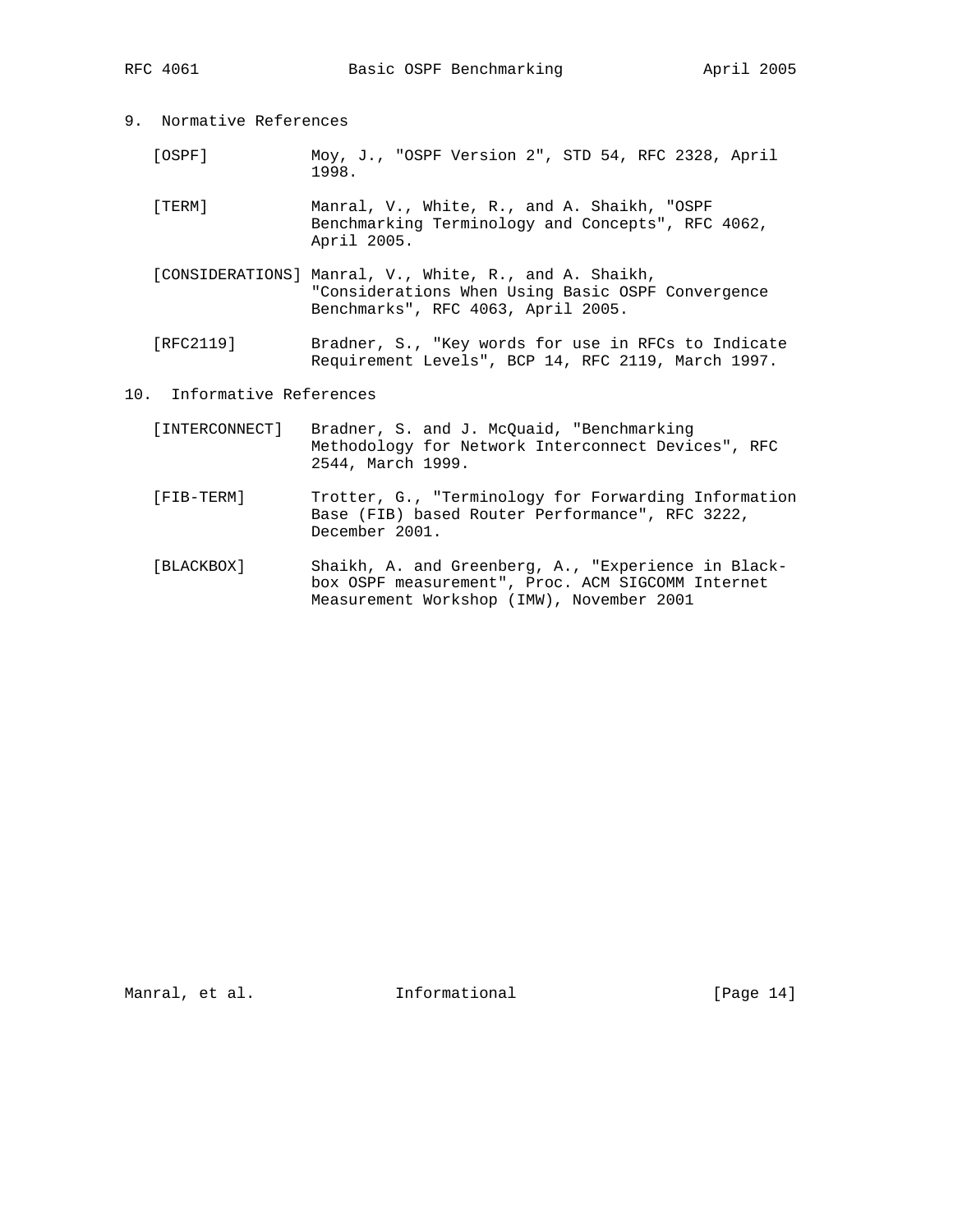## 9. Normative References

[OSPF] Moy, J., "OSPF Version 2", STD 54, RFC 2328, April 1998.

[TERM] Manral, V., White, R., and A. Shaikh, "OSPF Benchmarking Terminology and Concepts", RFC 4062, April 2005.

[CONSIDERATIONS] Manral, V., White, R., and A. Shaikh, "Considerations When Using Basic OSPF Convergence Benchmarks", RFC 4063, April 2005.

[RFC2119] Bradner, S., "Key words for use in RFCs to Indicate Requirement Levels", BCP 14, RFC 2119, March 1997.

## 10. Informative References

[INTERCONNECT] Bradner, S. and J. McQuaid, "Benchmarking Methodology for Network Interconnect Devices", RFC 2544, March 1999.

[FIB-TERM] Trotter, G., "Terminology for Forwarding Information Base (FIB) based Router Performance", RFC 3222, December 2001.

[BLACKBOX] Shaikh, A. and Greenberg, A., "Experience in Black-box OSPF measurement", Proc. ACM SIGCOMM Internet Measurement Workshop (IMW), November 2001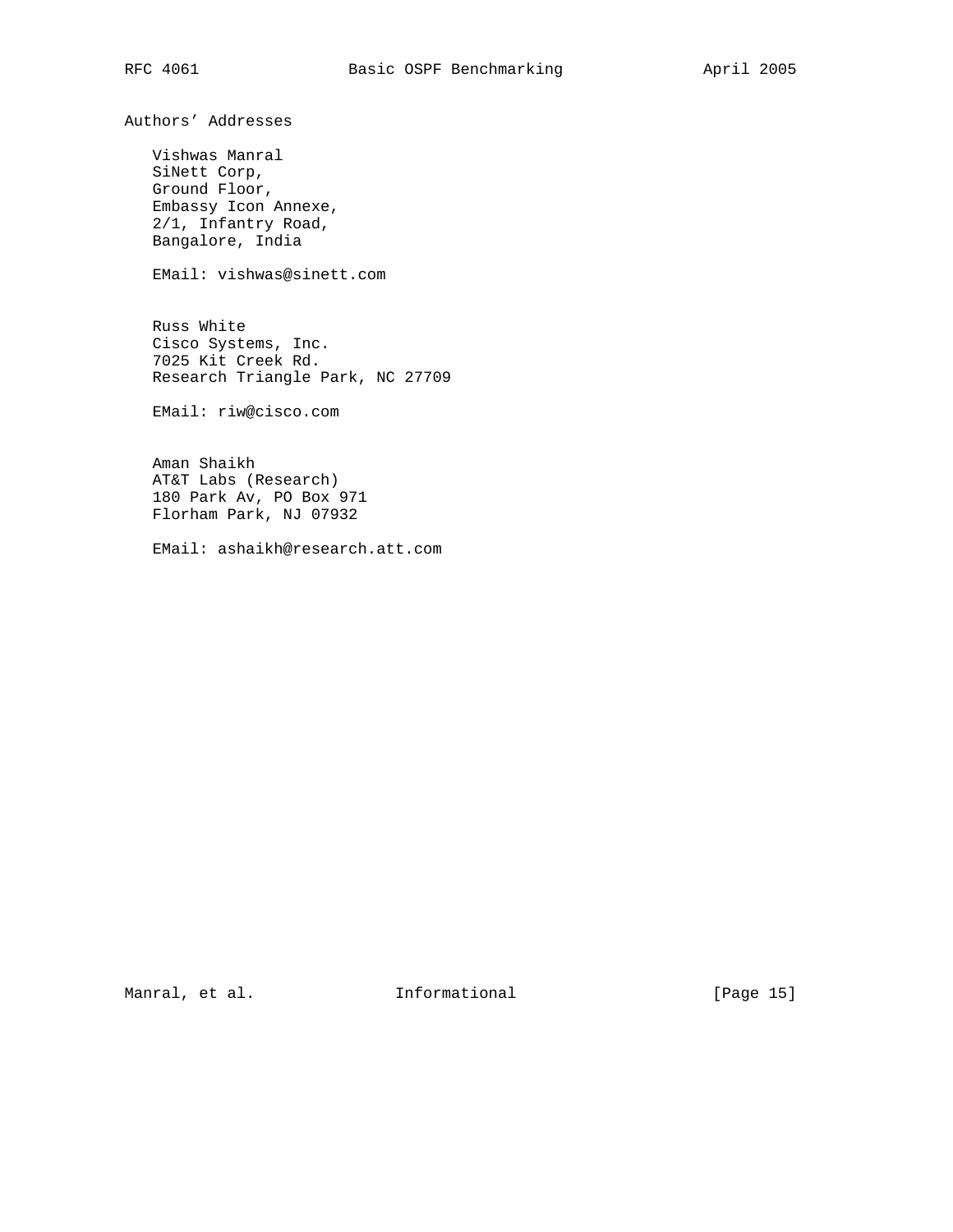## Authors' Addresses

Vishwas Manral
SiNett Corp,
Ground Floor,
Embassy Icon Annexe,
2/1, Infantry Road,
Bangalore, India

EMail: vishwas@sinett.com

Russ White
Cisco Systems, Inc.
7025 Kit Creek Rd.
Research Triangle Park, NC 27709

EMail: riw@cisco.com

Aman Shaikh
AT&T Labs (Research)
180 Park Av, PO Box 971
Florham Park, NJ 07932

EMail: ashaikh@research.att.com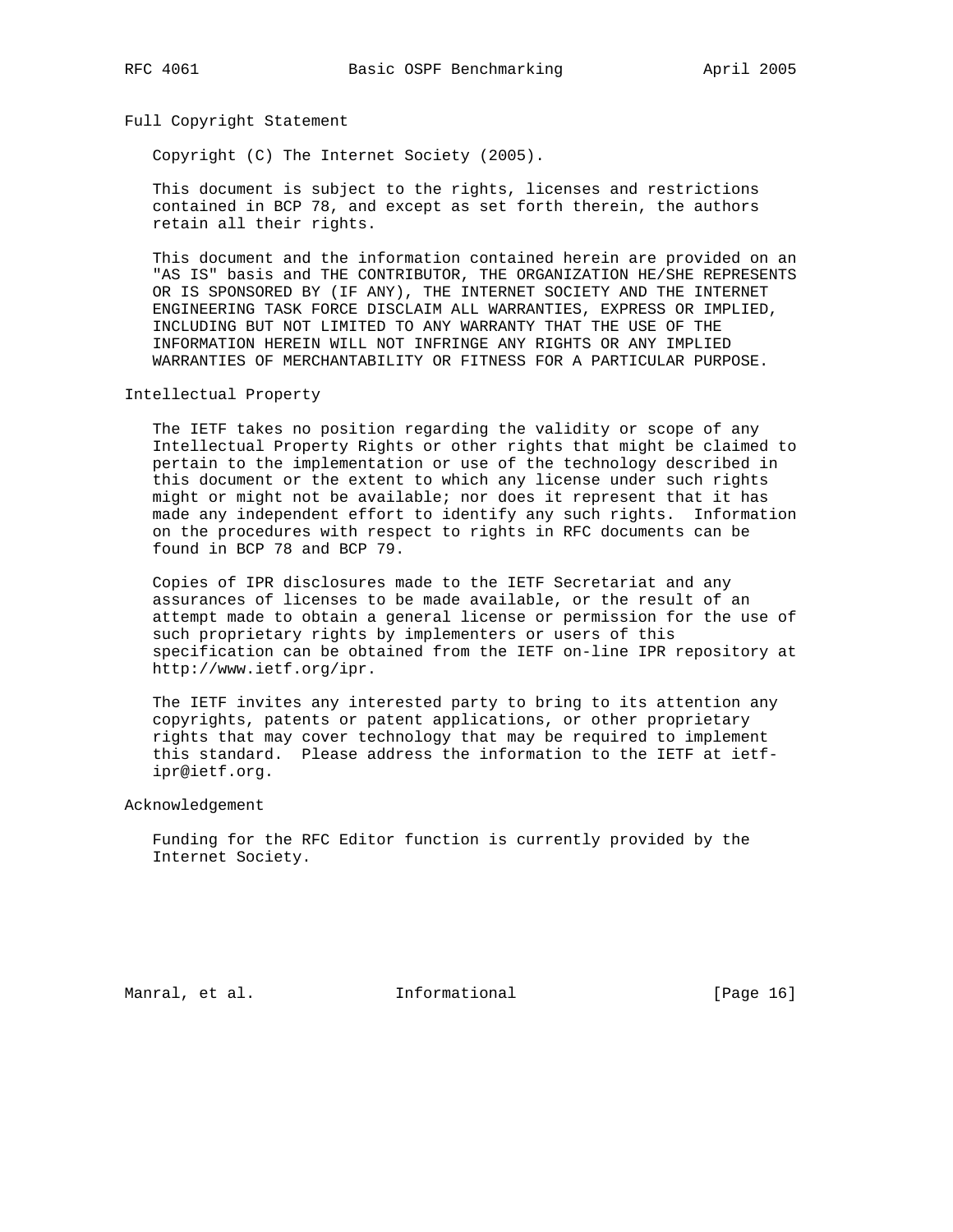## Full Copyright Statement

Copyright (C) The Internet Society (2005).

This document is subject to the rights, licenses and restrictions contained in BCP 78, and except as set forth therein, the authors retain all their rights.

This document and the information contained herein are provided on an "AS IS" basis and THE CONTRIBUTOR, THE ORGANIZATION HE/SHE REPRESENTS OR IS SPONSORED BY (IF ANY), THE INTERNET SOCIETY AND THE INTERNET ENGINEERING TASK FORCE DISCLAIM ALL WARRANTIES, EXPRESS OR IMPLIED, INCLUDING BUT NOT LIMITED TO ANY WARRANTY THAT THE USE OF THE INFORMATION HEREIN WILL NOT INFRINGE ANY RIGHTS OR ANY IMPLIED WARRANTIES OF MERCHANTABILITY OR FITNESS FOR A PARTICULAR PURPOSE.

## Intellectual Property

The IETF takes no position regarding the validity or scope of any Intellectual Property Rights or other rights that might be claimed to pertain to the implementation or use of the technology described in this document or the extent to which any license under such rights might or might not be available; nor does it represent that it has made any independent effort to identify any such rights. Information on the procedures with respect to rights in RFC documents can be found in BCP 78 and BCP 79.

Copies of IPR disclosures made to the IETF Secretariat and any assurances of licenses to be made available, or the result of an attempt made to obtain a general license or permission for the use of such proprietary rights by implementers or users of this specification can be obtained from the IETF on-line IPR repository at http://www.ietf.org/ipr.

The IETF invites any interested party to bring to its attention any copyrights, patents or patent applications, or other proprietary rights that may cover technology that may be required to implement this standard. Please address the information to the IETF at ietf-ipr@ietf.org.

## Acknowledgement

Funding for the RFC Editor function is currently provided by the Internet Society.